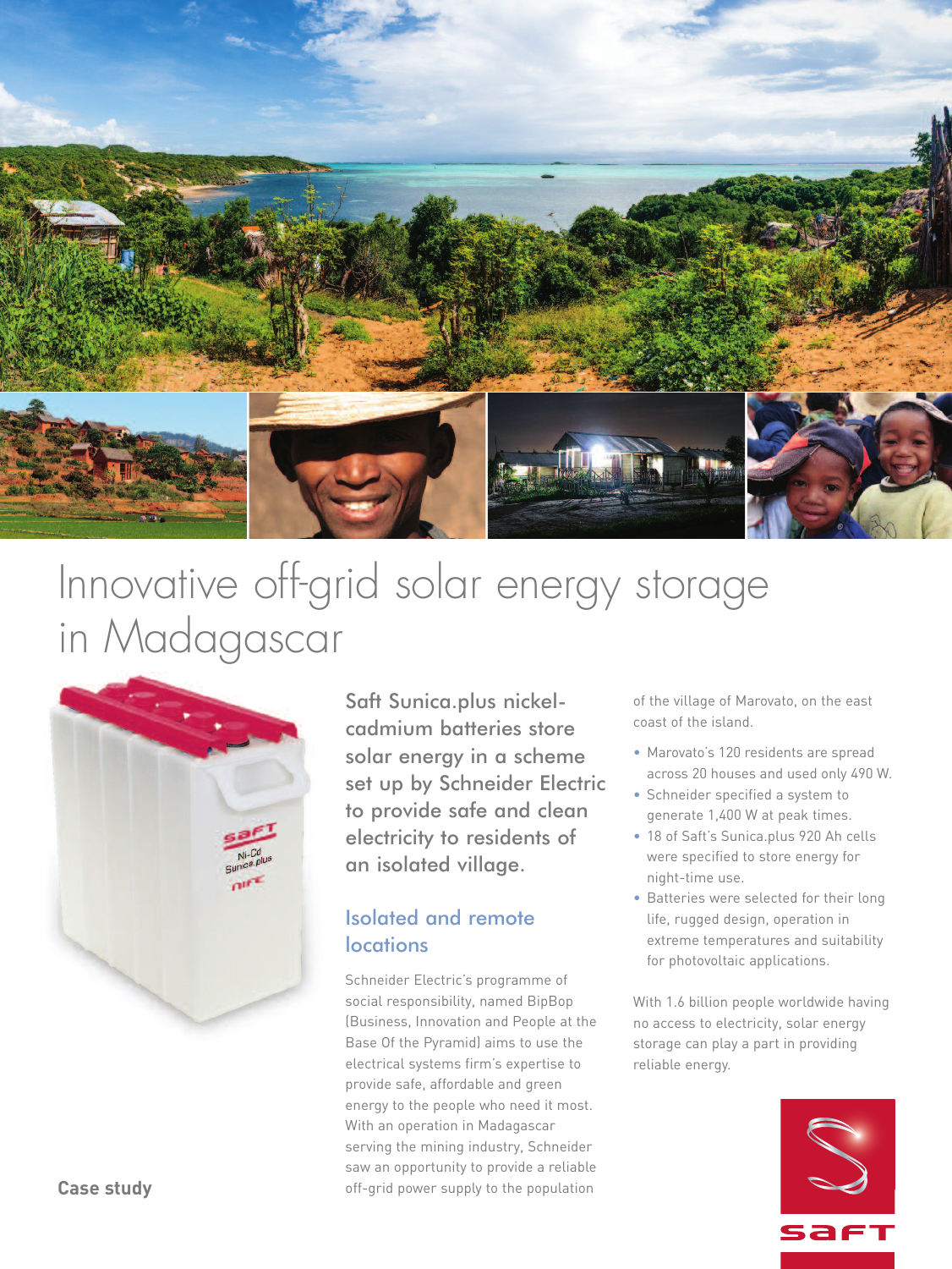# Innovative off-grid solar energy storage in Madagascar

Saft Sunica.plus nickel-cadmium batteries store solar energy in a scheme set up by Schneider Electric to provide safe and clean electricity to residents of an isolated village.

## Isolated and remote locations

Schneider Electric's programme of social responsibility, named BipBop (Business, Innovation and People at the Base Of the Pyramid) aims to use the electrical systems firm's expertise to provide safe, affordable and green energy to the people who need it most. With an operation in Madagascar serving the mining industry, Schneider saw an opportunity to provide a reliable off-grid power supply to the population of the village of Marovato, on the east coast of the island.

- Marovato's 120 residents are spread across 20 houses and used only 490 W.
- Schneider specified a system to generate 1,400 W at peak times.
- 18 of Saft's Sunica.plus 920 Ah cells were specified to store energy for night-time use.
- Batteries were selected for their long life, rugged design, operation in extreme temperatures and suitability for photovoltaic applications.

With 1.6 billion people worldwide having no access to electricity, solar energy storage can play a part in providing reliable energy.

**Case study**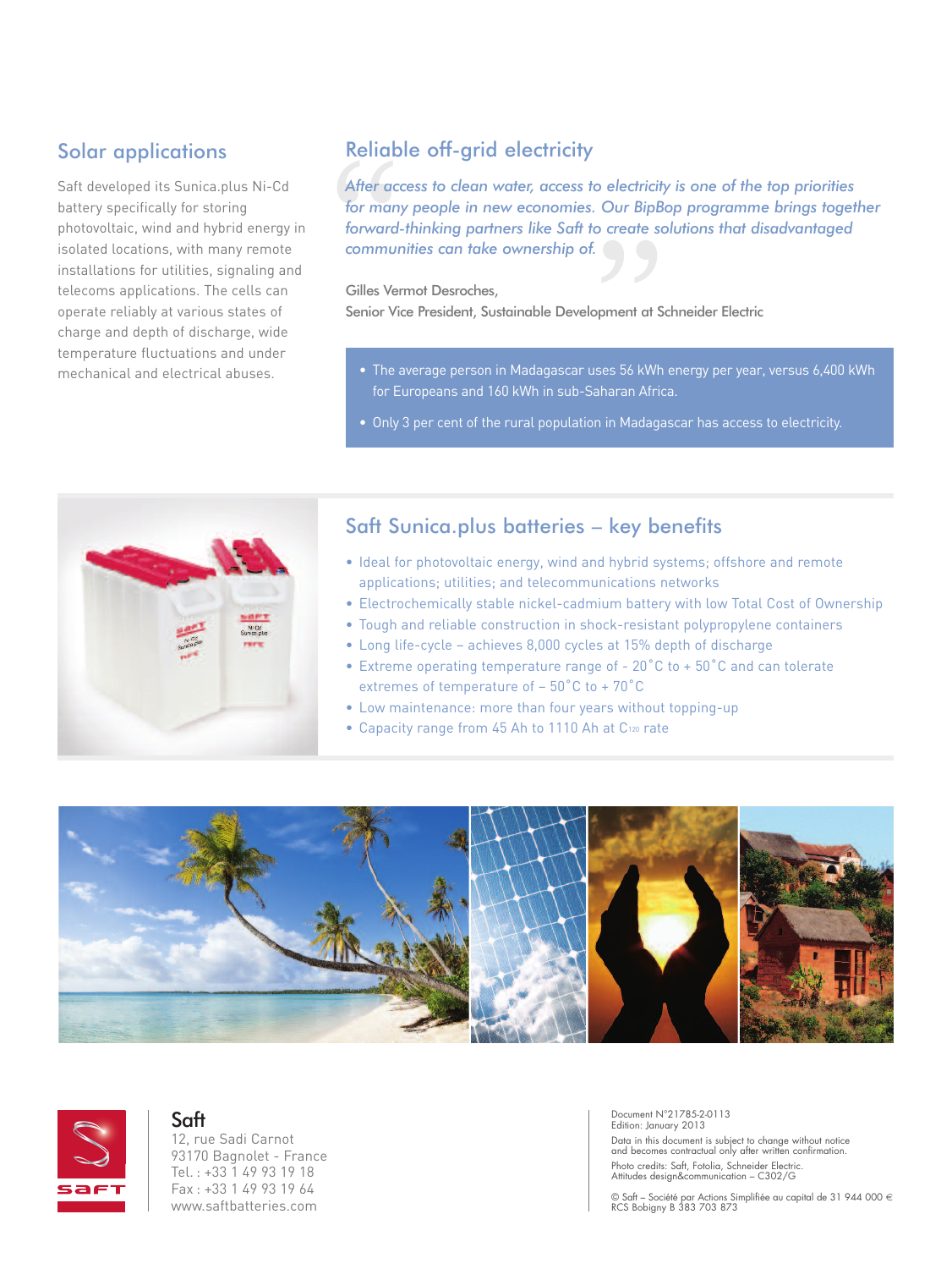## Solar applications

Saft developed its Sunica.plus Ni-Cd battery specifically for storing photovoltaic, wind and hybrid energy in isolated locations, with many remote installations for utilities, signaling and telecoms applications. The cells can operate reliably at various states of charge and depth of discharge, wide temperature fluctuations and under mechanical and electrical abuses.

## Reliable off-grid electricity

*After access to clean water, access to electricity is one of the top priorities for many people in new economies. Our BipBop programme brings together forward-thinking partners like Saft to create solutions that disadvantaged communities can take ownership of.*

Gilles Vermot Desroches,
Senior Vice President, Sustainable Development at Schneider Electric

- The average person in Madagascar uses 56 kWh energy per year, versus 6,400 kWh for Europeans and 160 kWh in sub-Saharan Africa.
- Only 3 per cent of the rural population in Madagascar has access to electricity.

## Saft Sunica.plus batteries – key benefits

- Ideal for photovoltaic energy, wind and hybrid systems; offshore and remote applications; utilities; and telecommunications networks
- Electrochemically stable nickel-cadmium battery with low Total Cost of Ownership
- Tough and reliable construction in shock-resistant polypropylene containers
- Long life-cycle – achieves 8,000 cycles at 15% depth of discharge
- Extreme operating temperature range of - 20˚C to + 50˚C and can tolerate extremes of temperature of – 50˚C to + 70˚C
- Low maintenance: more than four years without topping-up
- Capacity range from 45 Ah to 1110 Ah at $C_{120}$ rate

**Saft**
12, rue Sadi Carnot
93170 Bagnolet - France
Tel. : +33 1 49 93 19 18
Fax : +33 1 49 93 19 64
www.saftbatteries.com

Document N°21785-2-0113
Edition: January 2013
Data in this document is subject to change without notice and becomes contractual only after written confirmation.
Photo credits: Saft, Fotolia, Schneider Electric.
Attitudes design&communication – C302/G

© Saft – Société par Actions Simplifiée au capital de 31 944 000 €
RCS Bobigny B 383 703 873